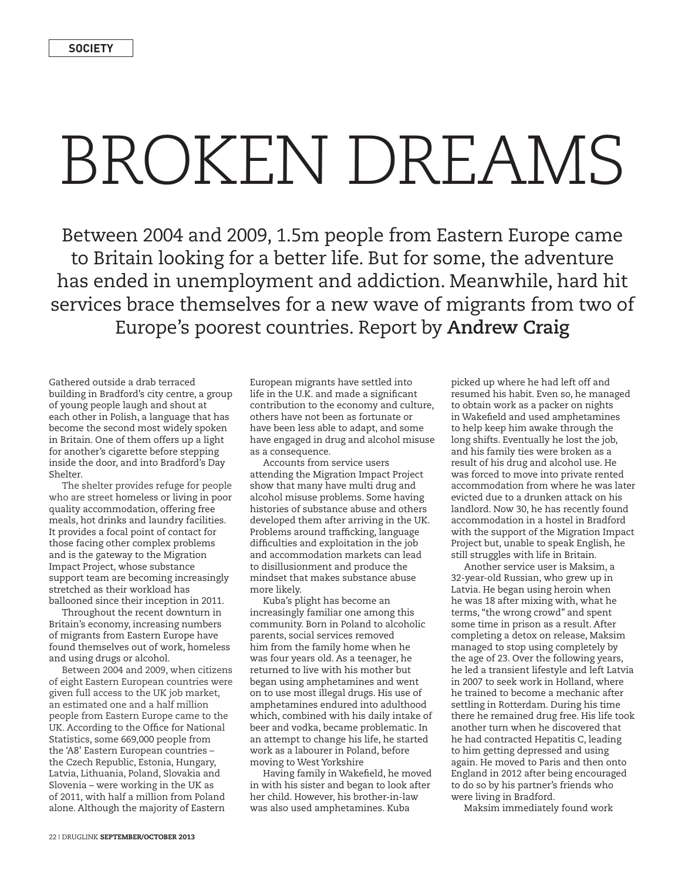SOCIETY

# BROKEN DREAMS

Between 2004 and 2009, 1.5m people from Eastern Europe came to Britain looking for a better life. But for some, the adventure has ended in unemployment and addiction. Meanwhile, hard hit services brace themselves for a new wave of migrants from two of Europe's poorest countries. Report by **Andrew Craig**

Gathered outside a drab terraced building in Bradford's city centre, a group of young people laugh and shout at each other in Polish, a language that has become the second most widely spoken in Britain. One of them offers up a light for another's cigarette before stepping inside the door, and into Bradford's Day Shelter.

The shelter provides refuge for people who are street homeless or living in poor quality accommodation, offering free meals, hot drinks and laundry facilities. It provides a focal point of contact for those facing other complex problems and is the gateway to the Migration Impact Project, whose substance support team are becoming increasingly stretched as their workload has ballooned since their inception in 2011.

Throughout the recent downturn in Britain's economy, increasing numbers of migrants from Eastern Europe have found themselves out of work, homeless and using drugs or alcohol.

Between 2004 and 2009, when citizens of eight Eastern European countries were given full access to the UK job market, an estimated one and a half million people from Eastern Europe came to the UK. According to the Office for National Statistics, some 669,000 people from the 'A8' Eastern European countries – the Czech Republic, Estonia, Hungary, Latvia, Lithuania, Poland, Slovakia and Slovenia – were working in the UK as of 2011, with half a million from Poland alone. Although the majority of Eastern European migrants have settled into life in the U.K. and made a significant contribution to the economy and culture, others have not been as fortunate or have been less able to adapt, and some have engaged in drug and alcohol misuse as a consequence.

Accounts from service users attending the Migration Impact Project show that many have multi drug and alcohol misuse problems. Some having histories of substance abuse and others developed them after arriving in the UK. Problems around trafficking, language difficulties and exploitation in the job and accommodation markets can lead to disillusionment and produce the mindset that makes substance abuse more likely.

Kuba's plight has become an increasingly familiar one among this community. Born in Poland to alcoholic parents, social services removed him from the family home when he was four years old. As a teenager, he returned to live with his mother but began using amphetamines and went on to use most illegal drugs. His use of amphetamines endured into adulthood which, combined with his daily intake of beer and vodka, became problematic. In an attempt to change his life, he started work as a labourer in Poland, before moving to West Yorkshire

Having family in Wakefield, he moved in with his sister and began to look after her child. However, his brother-in-law was also used amphetamines. Kuba picked up where he had left off and resumed his habit. Even so, he managed to obtain work as a packer on nights in Wakefield and used amphetamines to help keep him awake through the long shifts. Eventually he lost the job, and his family ties were broken as a result of his drug and alcohol use. He was forced to move into private rented accommodation from where he was later evicted due to a drunken attack on his landlord. Now 30, he has recently found accommodation in a hostel in Bradford with the support of the Migration Impact Project but, unable to speak English, he still struggles with life in Britain.

Another service user is Maksim, a 32-year-old Russian, who grew up in Latvia. He began using heroin when he was 18 after mixing with, what he terms, "the wrong crowd" and spent some time in prison as a result. After completing a detox on release, Maksim managed to stop using completely by the age of 23. Over the following years, he led a transient lifestyle and left Latvia in 2007 to seek work in Holland, where he trained to become a mechanic after settling in Rotterdam. During his time there he remained drug free. His life took another turn when he discovered that he had contracted Hepatitis C, leading to him getting depressed and using again. He moved to Paris and then onto England in 2012 after being encouraged to do so by his partner's friends who were living in Bradford.

Maksim immediately found work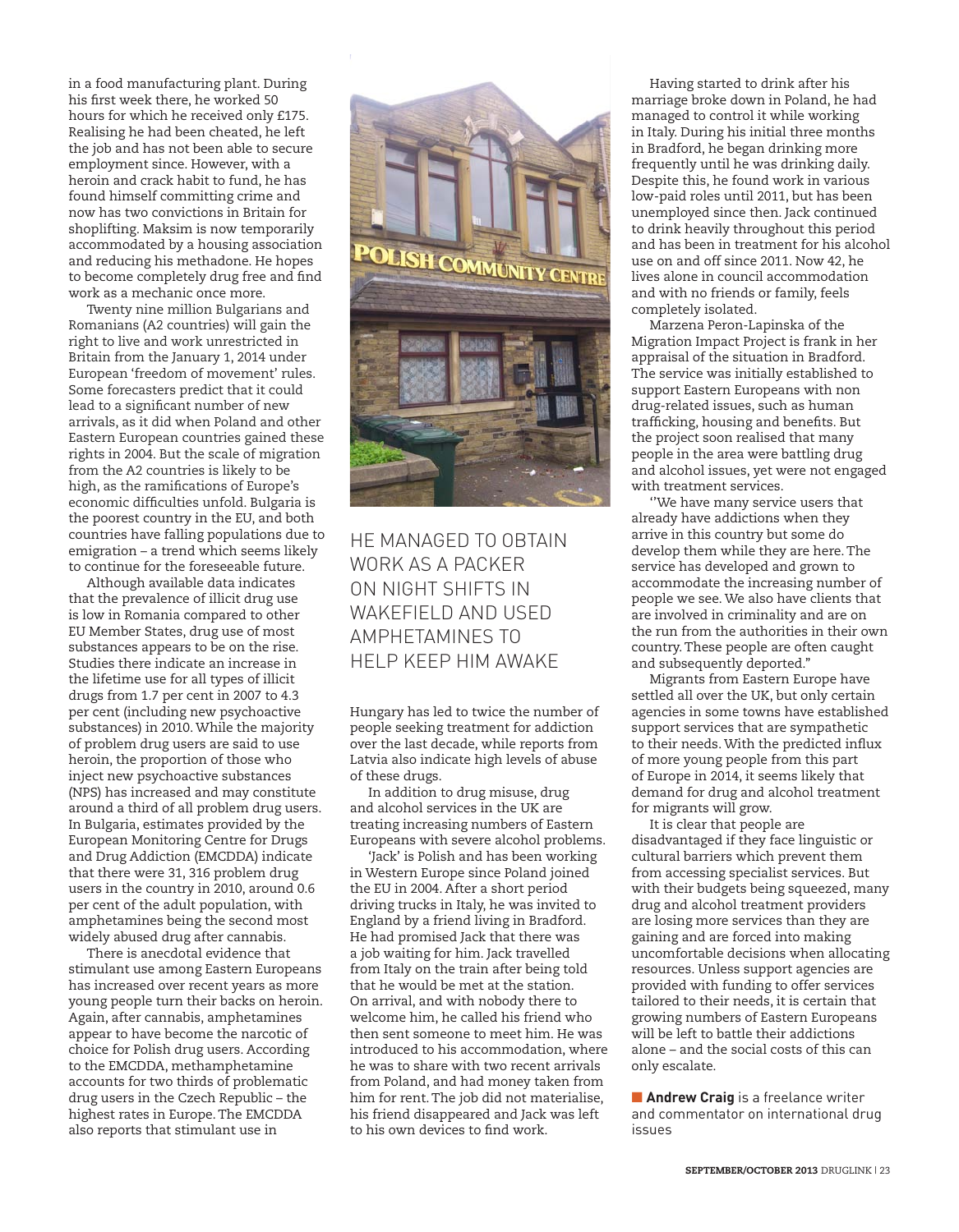in a food manufacturing plant. During his first week there, he worked 50 hours for which he received only £175. Realising he had been cheated, he left the job and has not been able to secure employment since. However, with a heroin and crack habit to fund, he has found himself committing crime and now has two convictions in Britain for shoplifting. Maksim is now temporarily accommodated by a housing association and reducing his methadone. He hopes to become completely drug free and find work as a mechanic once more.

Twenty nine million Bulgarians and Romanians (A2 countries) will gain the right to live and work unrestricted in Britain from the January 1, 2014 under European 'freedom of movement' rules. Some forecasters predict that it could lead to a significant number of new arrivals, as it did when Poland and other Eastern European countries gained these rights in 2004. But the scale of migration from the A2 countries is likely to be high, as the ramifications of Europe's economic difficulties unfold. Bulgaria is the poorest country in the EU, and both countries have falling populations due to emigration – a trend which seems likely to continue for the foreseeable future.

Although available data indicates that the prevalence of illicit drug use is low in Romania compared to other EU Member States, drug use of most substances appears to be on the rise. Studies there indicate an increase in the lifetime use for all types of illicit drugs from 1.7 per cent in 2007 to 4.3 per cent (including new psychoactive substances) in 2010. While the majority of problem drug users are said to use heroin, the proportion of those who inject new psychoactive substances (NPS) has increased and may constitute around a third of all problem drug users. In Bulgaria, estimates provided by the European Monitoring Centre for Drugs and Drug Addiction (EMCDDA) indicate that there were 31, 316 problem drug users in the country in 2010, around 0.6 per cent of the adult population, with amphetamines being the second most widely abused drug after cannabis.

There is anecdotal evidence that stimulant use among Eastern Europeans has increased over recent years as more young people turn their backs on heroin. Again, after cannabis, amphetamines appear to have become the narcotic of choice for Polish drug users. According to the EMCDDA, methamphetamine accounts for two thirds of problematic drug users in the Czech Republic – the highest rates in Europe. The EMCDDA also reports that stimulant use in Hungary has led to twice the number of people seeking treatment for addiction over the last decade, while reports from Latvia also indicate high levels of abuse of these drugs.

HE MANAGED TO OBTAIN WORK AS A PACKER ON NIGHT SHIFTS IN WAKEFIELD AND USED AMPHETAMINES TO HELP KEEP HIM AWAKE

In addition to drug misuse, drug and alcohol services in the UK are treating increasing numbers of Eastern Europeans with severe alcohol problems.

'Jack' is Polish and has been working in Western Europe since Poland joined the EU in 2004. After a short period driving trucks in Italy, he was invited to England by a friend living in Bradford. He had promised Jack that there was a job waiting for him. Jack travelled from Italy on the train after being told that he would be met at the station. On arrival, and with nobody there to welcome him, he called his friend who then sent someone to meet him. He was introduced to his accommodation, where he was to share with two recent arrivals from Poland, and had money taken from him for rent. The job did not materialise, his friend disappeared and Jack was left to his own devices to find work.

Having started to drink after his marriage broke down in Poland, he had managed to control it while working in Italy. During his initial three months in Bradford, he began drinking more frequently until he was drinking daily. Despite this, he found work in various low-paid roles until 2011, but has been unemployed since then. Jack continued to drink heavily throughout this period and has been in treatment for his alcohol use on and off since 2011. Now 42, he lives alone in council accommodation and with no friends or family, feels completely isolated.

Marzena Peron-Lapinska of the Migration Impact Project is frank in her appraisal of the situation in Bradford. The service was initially established to support Eastern Europeans with non drug-related issues, such as human trafficking, housing and benefits. But the project soon realised that many people in the area were battling drug and alcohol issues, yet were not engaged with treatment services.

''We have many service users that already have addictions when they arrive in this country but some do develop them while they are here. The service has developed and grown to accommodate the increasing number of people we see. We also have clients that are involved in criminality and are on the run from the authorities in their own country. These people are often caught and subsequently deported."

Migrants from Eastern Europe have settled all over the UK, but only certain agencies in some towns have established support services that are sympathetic to their needs. With the predicted influx of more young people from this part of Europe in 2014, it seems likely that demand for drug and alcohol treatment for migrants will grow.

It is clear that people are disadvantaged if they face linguistic or cultural barriers which prevent them from accessing specialist services. But with their budgets being squeezed, many drug and alcohol treatment providers are losing more services than they are gaining and are forced into making uncomfortable decisions when allocating resources. Unless support agencies are provided with funding to offer services tailored to their needs, it is certain that growing numbers of Eastern Europeans will be left to battle their addictions alone – and the social costs of this can only escalate.

■ **Andrew Craig** is a freelance writer and commentator on international drug issues